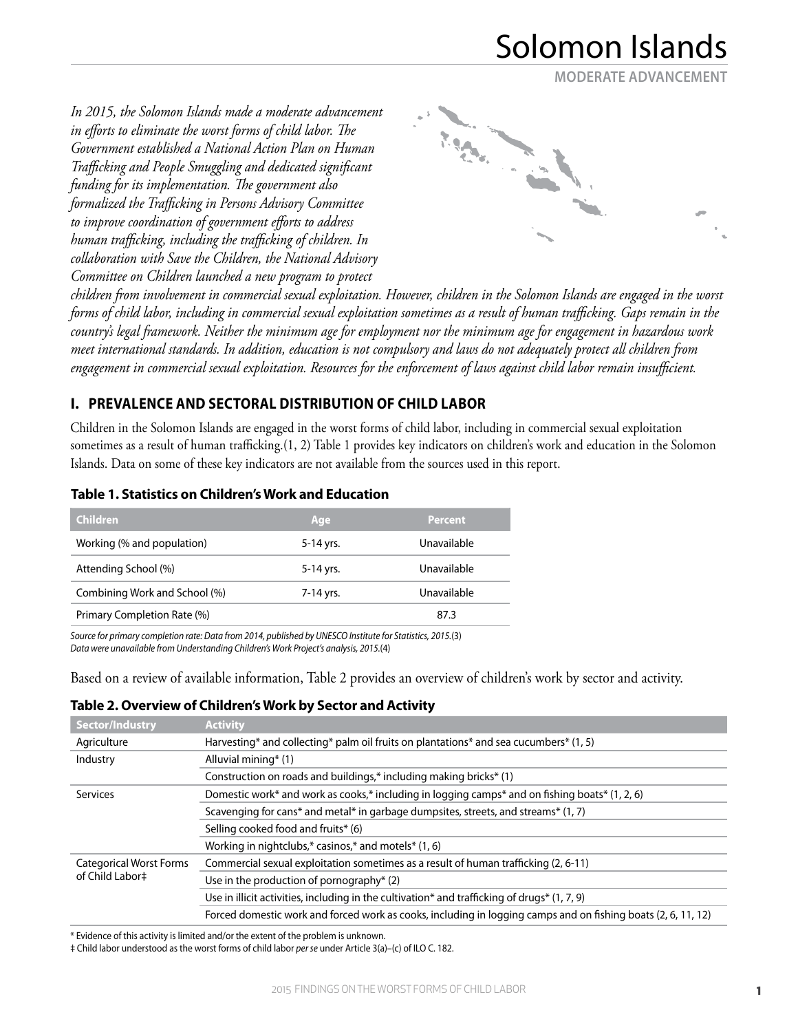# Solomon Islands

**MODERATE ADVANCEMENT**

*In 2015, the Solomon Islands made a moderate advancement in efforts to eliminate the worst forms of child labor. The Government established a National Action Plan on Human Trafficking and People Smuggling and dedicated significant funding for its implementation. The government also formalized the Trafficking in Persons Advisory Committee to improve coordination of government efforts to address human trafficking, including the trafficking of children. In collaboration with Save the Children, the National Advisory Committee on Children launched a new program to protect children from involvement in commercial sexual exploitation. However, children in the Solomon Islands are engaged in the worst forms of child labor, including in commercial sexual exploitation sometimes as a result of human trafficking. Gaps remain in the country's legal framework. Neither the minimum age for employment nor the minimum age for engagement in hazardous work meet international standards. In addition, education is not compulsory and laws do not adequately protect all children from engagement in commercial sexual exploitation. Resources for the enforcement of laws against child labor remain insufficient.*

## I. PREVALENCE AND SECTORAL DISTRIBUTION OF CHILD LABOR

Children in the Solomon Islands are engaged in the worst forms of child labor, including in commercial sexual exploitation sometimes as a result of human trafficking.(1, 2) Table 1 provides key indicators on children's work and education in the Solomon Islands. Data on some of these key indicators are not available from the sources used in this report.

**Table 1. Statistics on Children's Work and Education**

| Children | Age | Percent |
|---|---|---|
| Working (% and population) | 5-14 yrs. | Unavailable |
| Attending School (%) | 5-14 yrs. | Unavailable |
| Combining Work and School (%) | 7-14 yrs. | Unavailable |
| Primary Completion Rate (%) | | 87.3 |

*Source for primary completion rate: Data from 2014, published by UNESCO Institute for Statistics, 2015.*(3)
*Data were unavailable from Understanding Children's Work Project's analysis, 2015.*(4)

Based on a review of available information, Table 2 provides an overview of children's work by sector and activity.

**Table 2. Overview of Children's Work by Sector and Activity**

| Sector/Industry | Activity |
|---|---|
| Agriculture | Harvesting* and collecting* palm oil fruits on plantations* and sea cucumbers* (1, 5) |
| Industry | Alluvial mining* (1) |
| | Construction on roads and buildings,* including making bricks* (1) |
| Services | Domestic work* and work as cooks,* including in logging camps* and on fishing boats* (1, 2, 6) |
| | Scavenging for cans* and metal* in garbage dumpsites, streets, and streams* (1, 7) |
| | Selling cooked food and fruits* (6) |
| | Working in nightclubs,* casinos,* and motels* (1, 6) |
| Categorical Worst Forms of Child Labor‡ | Commercial sexual exploitation sometimes as a result of human trafficking (2, 6-11) |
| | Use in the production of pornography* (2) |
| | Use in illicit activities, including in the cultivation* and trafficking of drugs* (1, 7, 9) |
| | Forced domestic work and forced work as cooks, including in logging camps and on fishing boats (2, 6, 11, 12) |

\* Evidence of this activity is limited and/or the extent of the problem is unknown.
‡ Child labor understood as the worst forms of child labor *per se* under Article 3(a)–(c) of ILO C. 182.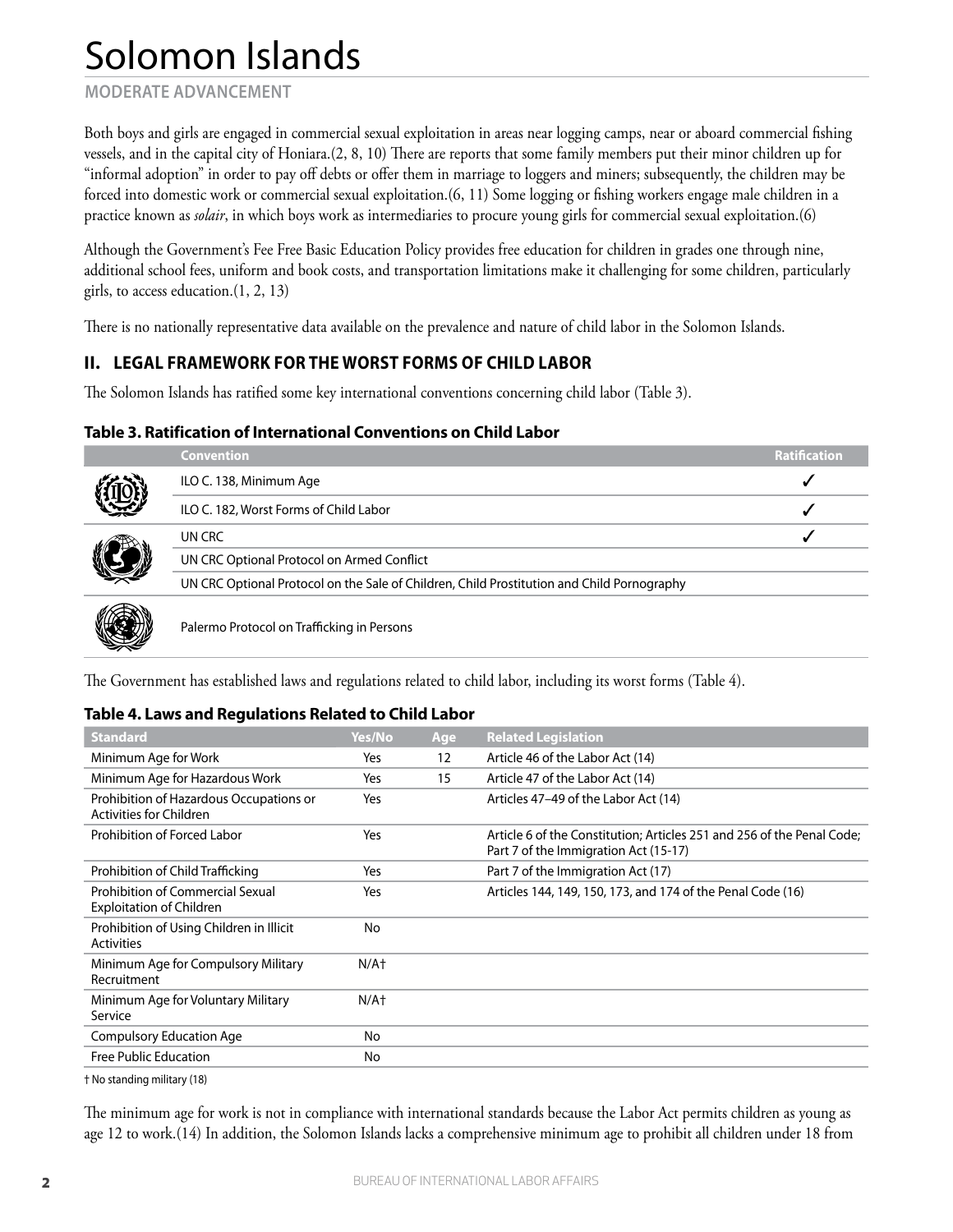# Solomon Islands

MODERATE ADVANCEMENT

Both boys and girls are engaged in commercial sexual exploitation in areas near logging camps, near or aboard commercial fishing vessels, and in the capital city of Honiara.(2, 8, 10) There are reports that some family members put their minor children up for "informal adoption" in order to pay off debts or offer them in marriage to loggers and miners; subsequently, the children may be forced into domestic work or commercial sexual exploitation.(6, 11) Some logging or fishing workers engage male children in a practice known as *solair*, in which boys work as intermediaries to procure young girls for commercial sexual exploitation.(6)

Although the Government's Fee Free Basic Education Policy provides free education for children in grades one through nine, additional school fees, uniform and book costs, and transportation limitations make it challenging for some children, particularly girls, to access education.(1, 2, 13)

There is no nationally representative data available on the prevalence and nature of child labor in the Solomon Islands.

## II. LEGAL FRAMEWORK FOR THE WORST FORMS OF CHILD LABOR

The Solomon Islands has ratified some key international conventions concerning child labor (Table 3).

### Table 3. Ratification of International Conventions on Child Labor

| Convention | Ratification |
|---|---|
| ILO C. 138, Minimum Age | ✓ |
| ILO C. 182, Worst Forms of Child Labor | ✓ |
| UN CRC | ✓ |
| UN CRC Optional Protocol on Armed Conflict | |
| UN CRC Optional Protocol on the Sale of Children, Child Prostitution and Child Pornography | |
| Palermo Protocol on Trafficking in Persons | |

The Government has established laws and regulations related to child labor, including its worst forms (Table 4).

### Table 4. Laws and Regulations Related to Child Labor

| Standard | Yes/No | Age | Related Legislation |
|---|---|---|---|
| Minimum Age for Work | Yes | 12 | Article 46 of the Labor Act (14) |
| Minimum Age for Hazardous Work | Yes | 15 | Article 47 of the Labor Act (14) |
| Prohibition of Hazardous Occupations or Activities for Children | Yes | | Articles 47–49 of the Labor Act (14) |
| Prohibition of Forced Labor | Yes | | Article 6 of the Constitution; Articles 251 and 256 of the Penal Code; Part 7 of the Immigration Act (15-17) |
| Prohibition of Child Trafficking | Yes | | Part 7 of the Immigration Act (17) |
| Prohibition of Commercial Sexual Exploitation of Children | Yes | | Articles 144, 149, 150, 173, and 174 of the Penal Code (16) |
| Prohibition of Using Children in Illicit Activities | No | | |
| Minimum Age for Compulsory Military Recruitment | N/A† | | |
| Minimum Age for Voluntary Military Service | N/A† | | |
| Compulsory Education Age | No | | |
| Free Public Education | No | | |

† No standing military (18)

The minimum age for work is not in compliance with international standards because the Labor Act permits children as young as age 12 to work.(14) In addition, the Solomon Islands lacks a comprehensive minimum age to prohibit all children under 18 from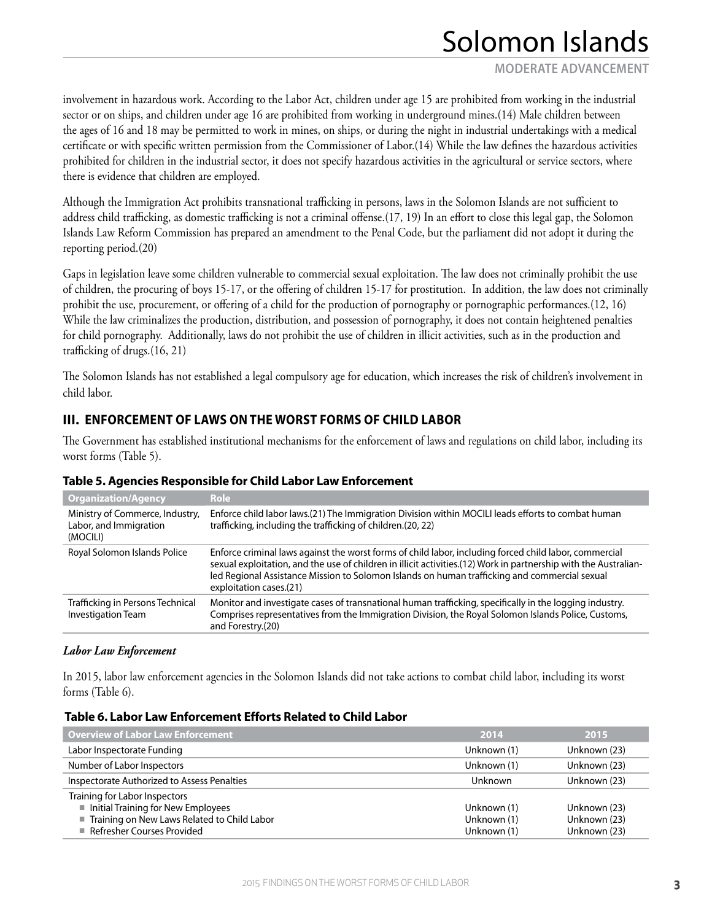involvement in hazardous work. According to the Labor Act, children under age 15 are prohibited from working in the industrial sector or on ships, and children under age 16 are prohibited from working in underground mines.(14) Male children between the ages of 16 and 18 may be permitted to work in mines, on ships, or during the night in industrial undertakings with a medical certificate or with specific written permission from the Commissioner of Labor.(14) While the law defines the hazardous activities prohibited for children in the industrial sector, it does not specify hazardous activities in the agricultural or service sectors, where there is evidence that children are employed.

Although the Immigration Act prohibits transnational trafficking in persons, laws in the Solomon Islands are not sufficient to address child trafficking, as domestic trafficking is not a criminal offense.(17, 19) In an effort to close this legal gap, the Solomon Islands Law Reform Commission has prepared an amendment to the Penal Code, but the parliament did not adopt it during the reporting period.(20)

Gaps in legislation leave some children vulnerable to commercial sexual exploitation. The law does not criminally prohibit the use of children, the procuring of boys 15-17, or the offering of children 15-17 for prostitution. In addition, the law does not criminally prohibit the use, procurement, or offering of a child for the production of pornography or pornographic performances.(12, 16) While the law criminalizes the production, distribution, and possession of pornography, it does not contain heightened penalties for child pornography. Additionally, laws do not prohibit the use of children in illicit activities, such as in the production and trafficking of drugs.(16, 21)

The Solomon Islands has not established a legal compulsory age for education, which increases the risk of children's involvement in child labor.

## III. ENFORCEMENT OF LAWS ON THE WORST FORMS OF CHILD LABOR

The Government has established institutional mechanisms for the enforcement of laws and regulations on child labor, including its worst forms (Table 5).

**Table 5. Agencies Responsible for Child Labor Law Enforcement**

| Organization/Agency | Role |
|---|---|
| Ministry of Commerce, Industry, Labor, and Immigration (MOCILI) | Enforce child labor laws.(21) The Immigration Division within MOCILI leads efforts to combat human trafficking, including the trafficking of children.(20, 22) |
| Royal Solomon Islands Police | Enforce criminal laws against the worst forms of child labor, including forced child labor, commercial sexual exploitation, and the use of children in illicit activities.(12) Work in partnership with the Australian-led Regional Assistance Mission to Solomon Islands on human trafficking and commercial sexual exploitation cases.(21) |
| Trafficking in Persons Technical Investigation Team | Monitor and investigate cases of transnational human trafficking, specifically in the logging industry. Comprises representatives from the Immigration Division, the Royal Solomon Islands Police, Customs, and Forestry.(20) |

### *Labor Law Enforcement*

In 2015, labor law enforcement agencies in the Solomon Islands did not take actions to combat child labor, including its worst forms (Table 6).

**Table 6. Labor Law Enforcement Efforts Related to Child Labor**

| Overview of Labor Law Enforcement | 2014 | 2015 |
|---|---|---|
| Labor Inspectorate Funding | Unknown (1) | Unknown (23) |
| Number of Labor Inspectors | Unknown (1) | Unknown (23) |
| Inspectorate Authorized to Assess Penalties | Unknown | Unknown (23) |
| Training for Labor Inspectors | | |
| ■ Initial Training for New Employees | Unknown (1) | Unknown (23) |
| ■ Training on New Laws Related to Child Labor | Unknown (1) | Unknown (23) |
| ■ Refresher Courses Provided | Unknown (1) | Unknown (23) |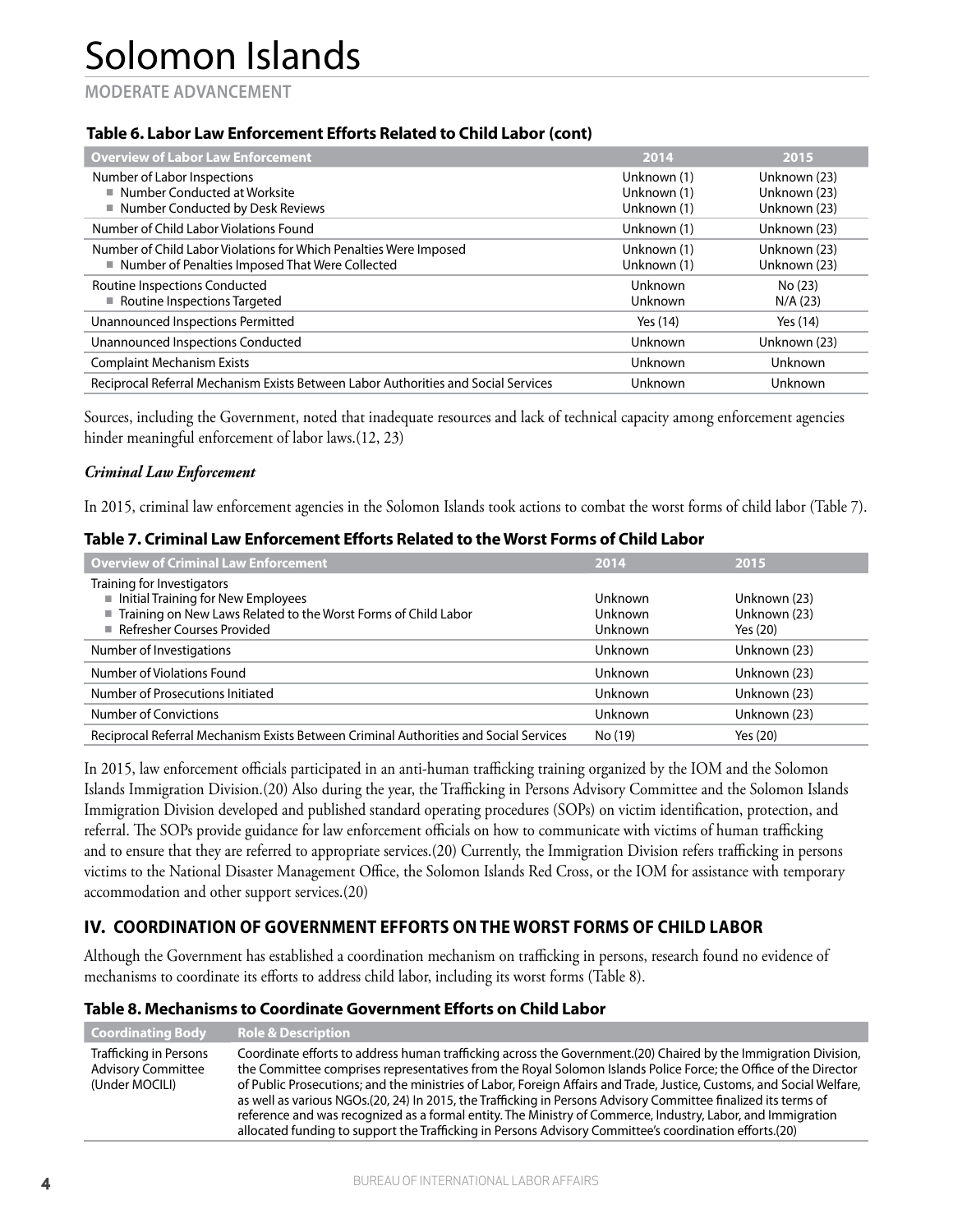# Solomon Islands

**MODERATE ADVANCEMENT**

**Table 6. Labor Law Enforcement Efforts Related to Child Labor (cont)**

| Overview of Labor Law Enforcement | 2014 | 2015 |
|---|---|---|
| Number of Labor Inspections | Unknown (1) | Unknown (23) |
| ■ Number Conducted at Worksite | Unknown (1) | Unknown (23) |
| ■ Number Conducted by Desk Reviews | Unknown (1) | Unknown (23) |
| Number of Child Labor Violations Found | Unknown (1) | Unknown (23) |
| Number of Child Labor Violations for Which Penalties Were Imposed | Unknown (1) | Unknown (23) |
| ■ Number of Penalties Imposed That Were Collected | Unknown (1) | Unknown (23) |
| Routine Inspections Conducted | Unknown | No (23) |
| ■ Routine Inspections Targeted | Unknown | N/A (23) |
| Unannounced Inspections Permitted | Yes (14) | Yes (14) |
| Unannounced Inspections Conducted | Unknown | Unknown (23) |
| Complaint Mechanism Exists | Unknown | Unknown |
| Reciprocal Referral Mechanism Exists Between Labor Authorities and Social Services | Unknown | Unknown |

Sources, including the Government, noted that inadequate resources and lack of technical capacity among enforcement agencies hinder meaningful enforcement of labor laws.(12, 23)

***Criminal Law Enforcement***

In 2015, criminal law enforcement agencies in the Solomon Islands took actions to combat the worst forms of child labor (Table 7).

**Table 7. Criminal Law Enforcement Efforts Related to the Worst Forms of Child Labor**

| Overview of Criminal Law Enforcement | 2014 | 2015 |
|---|---|---|
| Training for Investigators | | |
| ■ Initial Training for New Employees | Unknown | Unknown (23) |
| ■ Training on New Laws Related to the Worst Forms of Child Labor | Unknown | Unknown (23) |
| ■ Refresher Courses Provided | Unknown | Yes (20) |
| Number of Investigations | Unknown | Unknown (23) |
| Number of Violations Found | Unknown | Unknown (23) |
| Number of Prosecutions Initiated | Unknown | Unknown (23) |
| Number of Convictions | Unknown | Unknown (23) |
| Reciprocal Referral Mechanism Exists Between Criminal Authorities and Social Services | No (19) | Yes (20) |

In 2015, law enforcement officials participated in an anti-human trafficking training organized by the IOM and the Solomon Islands Immigration Division.(20) Also during the year, the Trafficking in Persons Advisory Committee and the Solomon Islands Immigration Division developed and published standard operating procedures (SOPs) on victim identification, protection, and referral. The SOPs provide guidance for law enforcement officials on how to communicate with victims of human trafficking and to ensure that they are referred to appropriate services.(20) Currently, the Immigration Division refers trafficking in persons victims to the National Disaster Management Office, the Solomon Islands Red Cross, or the IOM for assistance with temporary accommodation and other support services.(20)

## IV. COORDINATION OF GOVERNMENT EFFORTS ON THE WORST FORMS OF CHILD LABOR

Although the Government has established a coordination mechanism on trafficking in persons, research found no evidence of mechanisms to coordinate its efforts to address child labor, including its worst forms (Table 8).

**Table 8. Mechanisms to Coordinate Government Efforts on Child Labor**

| Coordinating Body | Role & Description |
|---|---|
| Trafficking in Persons Advisory Committee (Under MOCILI) | Coordinate efforts to address human trafficking across the Government.(20) Chaired by the Immigration Division, the Committee comprises representatives from the Royal Solomon Islands Police Force; the Office of the Director of Public Prosecutions; and the ministries of Labor, Foreign Affairs and Trade, Justice, Customs, and Social Welfare, as well as various NGOs.(20, 24) In 2015, the Trafficking in Persons Advisory Committee finalized its terms of reference and was recognized as a formal entity. The Ministry of Commerce, Industry, Labor, and Immigration allocated funding to support the Trafficking in Persons Advisory Committee's coordination efforts.(20) |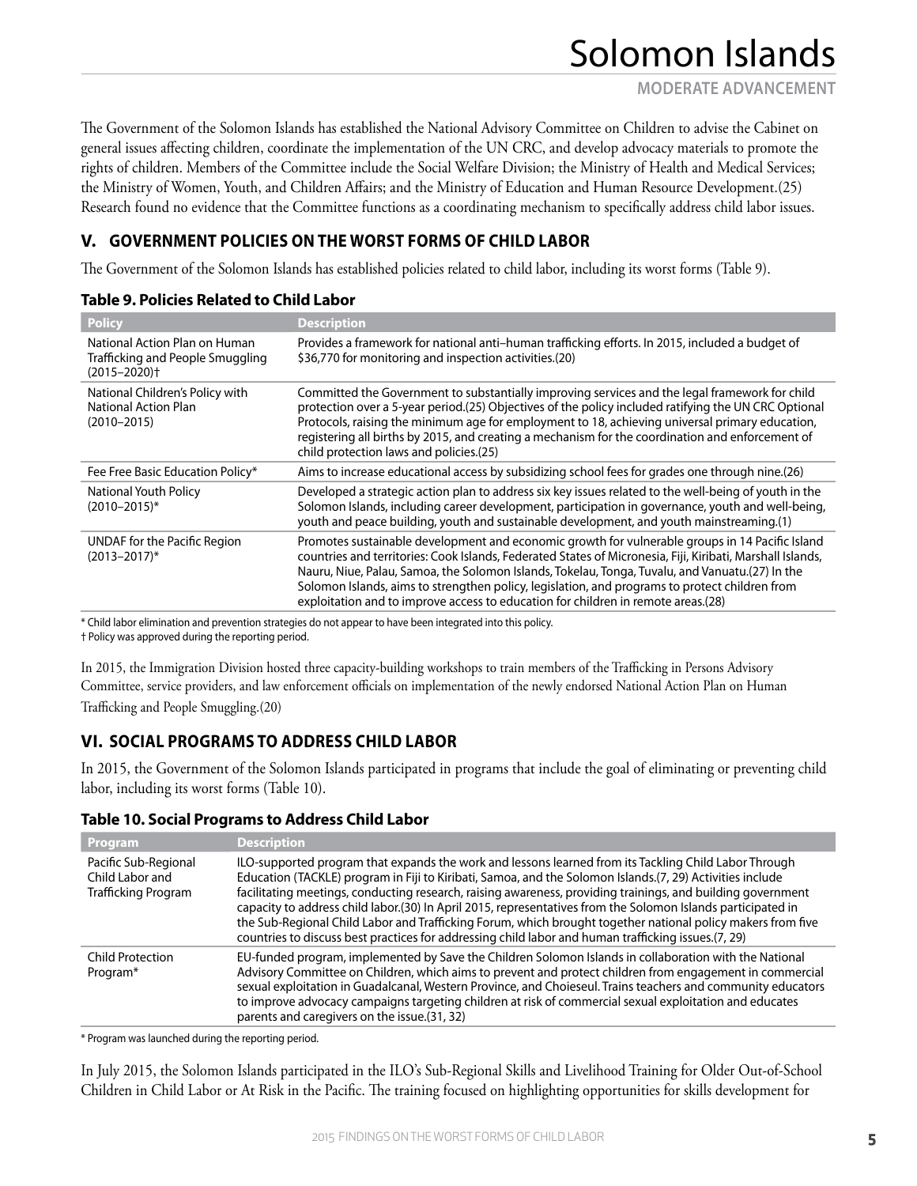The Government of the Solomon Islands has established the National Advisory Committee on Children to advise the Cabinet on general issues affecting children, coordinate the implementation of the UN CRC, and develop advocacy materials to promote the rights of children. Members of the Committee include the Social Welfare Division; the Ministry of Health and Medical Services; the Ministry of Women, Youth, and Children Affairs; and the Ministry of Education and Human Resource Development.(25) Research found no evidence that the Committee functions as a coordinating mechanism to specifically address child labor issues.

## V. GOVERNMENT POLICIES ON THE WORST FORMS OF CHILD LABOR

The Government of the Solomon Islands has established policies related to child labor, including its worst forms (Table 9).

### Table 9. Policies Related to Child Labor

| Policy | Description |
|---|---|
| National Action Plan on Human Trafficking and People Smuggling (2015–2020)† | Provides a framework for national anti–human trafficking efforts. In 2015, included a budget of $36,770 for monitoring and inspection activities.(20) |
| National Children's Policy with National Action Plan (2010–2015) | Committed the Government to substantially improving services and the legal framework for child protection over a 5-year period.(25) Objectives of the policy included ratifying the UN CRC Optional Protocols, raising the minimum age for employment to 18, achieving universal primary education, registering all births by 2015, and creating a mechanism for the coordination and enforcement of child protection laws and policies.(25) |
| Fee Free Basic Education Policy* | Aims to increase educational access by subsidizing school fees for grades one through nine.(26) |
| National Youth Policy (2010–2015)* | Developed a strategic action plan to address six key issues related to the well-being of youth in the Solomon Islands, including career development, participation in governance, youth and well-being, youth and peace building, youth and sustainable development, and youth mainstreaming.(1) |
| UNDAF for the Pacific Region (2013–2017)* | Promotes sustainable development and economic growth for vulnerable groups in 14 Pacific Island countries and territories: Cook Islands, Federated States of Micronesia, Fiji, Kiribati, Marshall Islands, Nauru, Niue, Palau, Samoa, the Solomon Islands, Tokelau, Tonga, Tuvalu, and Vanuatu.(27) In the Solomon Islands, aims to strengthen policy, legislation, and programs to protect children from exploitation and to improve access to education for children in remote areas.(28) |

\* Child labor elimination and prevention strategies do not appear to have been integrated into this policy.
† Policy was approved during the reporting period.

In 2015, the Immigration Division hosted three capacity-building workshops to train members of the Trafficking in Persons Advisory Committee, service providers, and law enforcement officials on implementation of the newly endorsed National Action Plan on Human Trafficking and People Smuggling.(20)

## VI. SOCIAL PROGRAMS TO ADDRESS CHILD LABOR

In 2015, the Government of the Solomon Islands participated in programs that include the goal of eliminating or preventing child labor, including its worst forms (Table 10).

### Table 10. Social Programs to Address Child Labor

| Program | Description |
|---|---|
| Pacific Sub-Regional Child Labor and Trafficking Program | ILO-supported program that expands the work and lessons learned from its Tackling Child Labor Through Education (TACKLE) program in Fiji to Kiribati, Samoa, and the Solomon Islands.(7, 29) Activities include facilitating meetings, conducting research, raising awareness, providing trainings, and building government capacity to address child labor.(30) In April 2015, representatives from the Solomon Islands participated in the Sub-Regional Child Labor and Trafficking Forum, which brought together national policy makers from five countries to discuss best practices for addressing child labor and human trafficking issues.(7, 29) |
| Child Protection Program* | EU-funded program, implemented by Save the Children Solomon Islands in collaboration with the National Advisory Committee on Children, which aims to prevent and protect children from engagement in commercial sexual exploitation in Guadalcanal, Western Province, and Choiseul. Trains teachers and community educators to improve advocacy campaigns targeting children at risk of commercial sexual exploitation and educates parents and caregivers on the issue.(31, 32) |

\* Program was launched during the reporting period.

In July 2015, the Solomon Islands participated in the ILO's Sub-Regional Skills and Livelihood Training for Older Out-of-School Children in Child Labor or At Risk in the Pacific. The training focused on highlighting opportunities for skills development for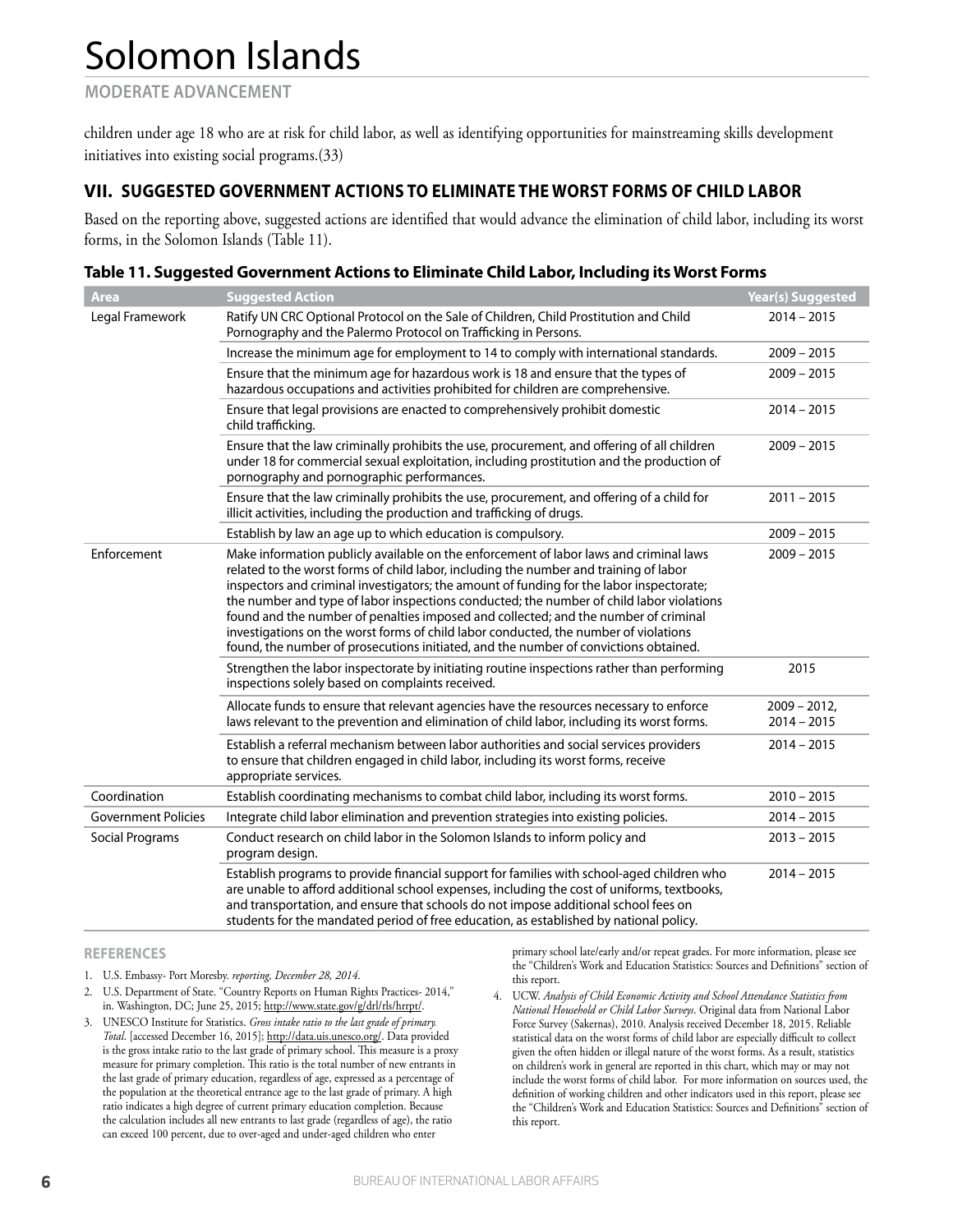children under age 18 who are at risk for child labor, as well as identifying opportunities for mainstreaming skills development initiatives into existing social programs.(33)

## VII. SUGGESTED GOVERNMENT ACTIONS TO ELIMINATE THE WORST FORMS OF CHILD LABOR

Based on the reporting above, suggested actions are identified that would advance the elimination of child labor, including its worst forms, in the Solomon Islands (Table 11).

**Table 11. Suggested Government Actions to Eliminate Child Labor, Including its Worst Forms**

| Area | Suggested Action | Year(s) Suggested |
|---|---|---|
| Legal Framework | Ratify UN CRC Optional Protocol on the Sale of Children, Child Prostitution and Child Pornography and the Palermo Protocol on Trafficking in Persons. | 2014 – 2015 |
| | Increase the minimum age for employment to 14 to comply with international standards. | 2009 – 2015 |
| | Ensure that the minimum age for hazardous work is 18 and ensure that the types of hazardous occupations and activities prohibited for children are comprehensive. | 2009 – 2015 |
| | Ensure that legal provisions are enacted to comprehensively prohibit domestic child trafficking. | 2014 – 2015 |
| | Ensure that the law criminally prohibits the use, procurement, and offering of all children under 18 for commercial sexual exploitation, including prostitution and the production of pornography and pornographic performances. | 2009 – 2015 |
| | Ensure that the law criminally prohibits the use, procurement, and offering of a child for illicit activities, including the production and trafficking of drugs. | 2011 – 2015 |
| | Establish by law an age up to which education is compulsory. | 2009 – 2015 |
| Enforcement | Make information publicly available on the enforcement of labor laws and criminal laws related to the worst forms of child labor, including the number and training of labor inspectors and criminal investigators; the amount of funding for the labor inspectorate; the number and type of labor inspections conducted; the number of child labor violations found and the number of penalties imposed and collected; and the number of criminal investigations on the worst forms of child labor conducted, the number of violations found, the number of prosecutions initiated, and the number of convictions obtained. | 2009 – 2015 |
| | Strengthen the labor inspectorate by initiating routine inspections rather than performing inspections solely based on complaints received. | 2015 |
| | Allocate funds to ensure that relevant agencies have the resources necessary to enforce laws relevant to the prevention and elimination of child labor, including its worst forms. | 2009 – 2012, 2014 – 2015 |
| | Establish a referral mechanism between labor authorities and social services providers to ensure that children engaged in child labor, including its worst forms, receive appropriate services. | 2014 – 2015 |
| Coordination | Establish coordinating mechanisms to combat child labor, including its worst forms. | 2010 – 2015 |
| Government Policies | Integrate child labor elimination and prevention strategies into existing policies. | 2014 – 2015 |
| Social Programs | Conduct research on child labor in the Solomon Islands to inform policy and program design. | 2013 – 2015 |
| | Establish programs to provide financial support for families with school-aged children who are unable to afford additional school expenses, including the cost of uniforms, textbooks, and transportation, and ensure that schools do not impose additional school fees on students for the mandated period of free education, as established by national policy. | 2014 – 2015 |

### REFERENCES

1. U.S. Embassy- Port Moresby. *reporting, December 28, 2014*.
2. U.S. Department of State. "Country Reports on Human Rights Practices- 2014," in. Washington, DC; June 25, 2015; http://www.state.gov/g/drl/rls/hrrpt/.
3. UNESCO Institute for Statistics. *Gross intake ratio to the last grade of primary. Total*. [accessed December 16, 2015]; http://data.uis.unesco.org/. Data provided is the gross intake ratio to the last grade of primary school. This measure is a proxy measure for primary completion. This ratio is the total number of new entrants in the last grade of primary education, regardless of age, expressed as a percentage of the population at the theoretical entrance age to the last grade of primary. A high ratio indicates a high degree of current primary education completion. Because the calculation includes all new entrants to last grade (regardless of age), the ratio can exceed 100 percent, due to over-aged and under-aged children who enter primary school late/early and/or repeat grades. For more information, please see the "Children's Work and Education Statistics: Sources and Definitions" section of this report.
4. UCW. *Analysis of Child Economic Activity and School Attendance Statistics from National Household or Child Labor Surveys*. Original data from National Labor Force Survey (Sakernas), 2010. Analysis received December 18, 2015. Reliable statistical data on the worst forms of child labor are especially difficult to collect given the often hidden or illegal nature of the worst forms. As a result, statistics on children's work in general are reported in this chart, which may or may not include the worst forms of child labor. For more information on sources used, the definition of working children and other indicators used in this report, please see the "Children's Work and Education Statistics: Sources and Definitions" section of this report.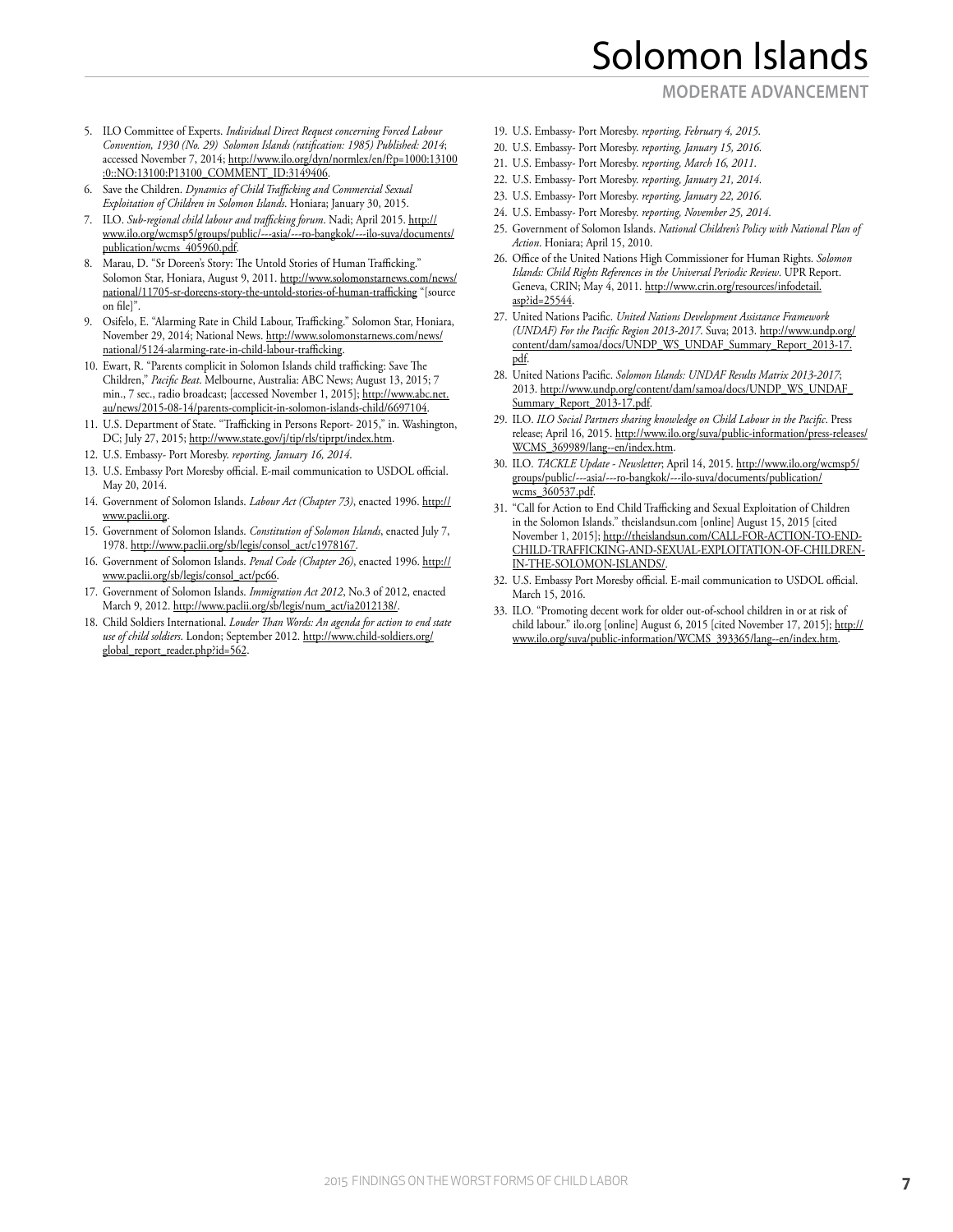5. ILO Committee of Experts. *Individual Direct Request concerning Forced Labour Convention, 1930 (No. 29) Solomon Islands (ratification: 1985) Published: 2014*; accessed November 7, 2014; http://www.ilo.org/dyn/normlex/en/f?p=1000:13100:0::NO:13100:P13100_COMMENT_ID:3149406.
6. Save the Children. *Dynamics of Child Trafficking and Commercial Sexual Exploitation of Children in Solomon Islands*. Honiara; January 30, 2015.
7. ILO. *Sub-regional child labour and trafficking forum*. Nadi; April 2015. http://www.ilo.org/wcmsp5/groups/public/---asia/---ro-bangkok/---ilo-suva/documents/publication/wcms_405960.pdf.
8. Marau, D. "Sr Doreen's Story: The Untold Stories of Human Trafficking." Solomon Star, Honiara, August 9, 2011. http://www.solomonstarnews.com/news/national/11705-sr-doreens-story-the-untold-stories-of-human-trafficking "[source on file]".
9. Osifelo, E. "Alarming Rate in Child Labour, Trafficking." Solomon Star, Honiara, November 29, 2014; National News. http://www.solomonstarnews.com/news/national/5124-alarming-rate-in-child-labour-trafficking.
10. Ewart, R. "Parents complicit in Solomon Islands child trafficking: Save The Children," *Pacific Beat*. Melbourne, Australia: ABC News; August 13, 2015; 7 min., 7 sec., radio broadcast; [accessed November 1, 2015]; http://www.abc.net.au/news/2015-08-14/parents-complicit-in-solomon-islands-child/6697104.
11. U.S. Department of State. "Trafficking in Persons Report- 2015," in. Washington, DC; July 27, 2015; http://www.state.gov/j/tip/rls/tiprpt/index.htm.
12. U.S. Embassy- Port Moresby. *reporting, January 16, 2014*.
13. U.S. Embassy Port Moresby official. E-mail communication to USDOL official. May 20, 2014.
14. Government of Solomon Islands. *Labour Act (Chapter 73)*, enacted 1996. http://www.paclii.org.
15. Government of Solomon Islands. *Constitution of Solomon Islands*, enacted July 7, 1978. http://www.paclii.org/sb/legis/consol_act/c1978167.
16. Government of Solomon Islands. *Penal Code (Chapter 26)*, enacted 1996. http://www.paclii.org/sb/legis/consol_act/pc66.
17. Government of Solomon Islands. *Immigration Act 2012*, No.3 of 2012, enacted March 9, 2012. http://www.paclii.org/sb/legis/num_act/ia2012138/.
18. Child Soldiers International. *Louder Than Words: An agenda for action to end state use of child soldiers*. London; September 2012. http://www.child-soldiers.org/global_report_reader.php?id=562.
19. U.S. Embassy- Port Moresby. *reporting, February 4, 2015*.
20. U.S. Embassy- Port Moresby. *reporting, January 15, 2016*.
21. U.S. Embassy- Port Moresby. *reporting, March 16, 2011*.
22. U.S. Embassy- Port Moresby. *reporting, January 21, 2014*.
23. U.S. Embassy- Port Moresby. *reporting, January 22, 2016*.
24. U.S. Embassy- Port Moresby. *reporting, November 25, 2014*.
25. Government of Solomon Islands. *National Children's Policy with National Plan of Action*. Honiara; April 15, 2010.
26. Office of the United Nations High Commissioner for Human Rights. *Solomon Islands: Child Rights References in the Universal Periodic Review*. UPR Report. Geneva, CRIN; May 4, 2011. http://www.crin.org/resources/infodetail.asp?id=25544.
27. United Nations Pacific. *United Nations Development Assistance Framework (UNDAF) For the Pacific Region 2013-2017*. Suva; 2013. http://www.undp.org/content/dam/samoa/docs/UNDP_WS_UNDAF_Summary_Report_2013-17.pdf.
28. United Nations Pacific. *Solomon Islands: UNDAF Results Matrix 2013-2017*; 2013. http://www.undp.org/content/dam/samoa/docs/UNDP_WS_UNDAF_Summary_Report_2013-17.pdf.
29. ILO. *ILO Social Partners sharing knowledge on Child Labour in the Pacific*. Press release; April 16, 2015. http://www.ilo.org/suva/public-information/press-releases/WCMS_369989/lang--en/index.htm.
30. ILO. *TACKLE Update - Newsletter*; April 14, 2015. http://www.ilo.org/wcmsp5/groups/public/---asia/---ro-bangkok/---ilo-suva/documents/publication/wcms_360537.pdf.
31. "Call for Action to End Child Trafficking and Sexual Exploitation of Children in the Solomon Islands." theislandsun.com [online] August 15, 2015 [cited November 1, 2015]; http://theislandsun.com/CALL-FOR-ACTION-TO-END-CHILD-TRAFFICKING-AND-SEXUAL-EXPLOITATION-OF-CHILDREN-IN-THE-SOLOMON-ISLANDS/.
32. U.S. Embassy Port Moresby official. E-mail communication to USDOL official. March 15, 2016.
33. ILO. "Promoting decent work for older out-of-school children in or at risk of child labour." ilo.org [online] August 6, 2015 [cited November 17, 2015]; http://www.ilo.org/suva/public-information/WCMS_393365/lang--en/index.htm.